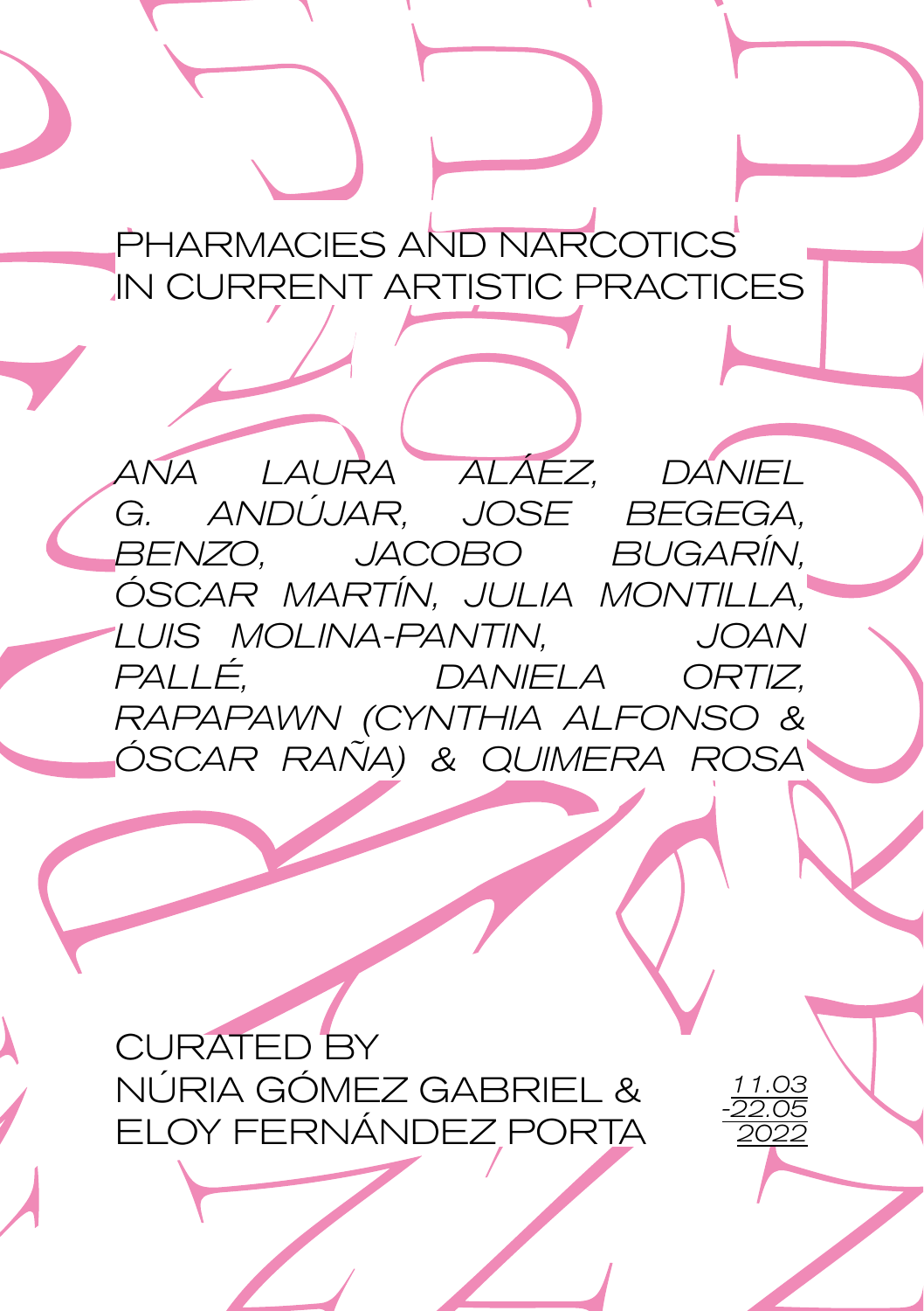# PHARMACIES AND NARCOTICS IN CURRENT ARTISTIC PRACTICES

*ANA LAURA ALÁEZ, DANIEL G. ANDÚJAR, JOSE BEGEGA, BENZO, JACOBO BUGARÍN, ÓSCAR MARTÍN, JULIA MONTILLA, LUIS MOLINA-PANTIN, JOAN PALLÉ, DANIELA ORTIZ, RAPAPAWN (CYNTHIA ALFONSO & ÓSCAR RAÑA) & QUIMERA ROSA*

CURATED BY
NÚRIA GÓMEZ GABRIEL &
ELOY FERNÁNDEZ PORTA

*11.03 -22.05 2022*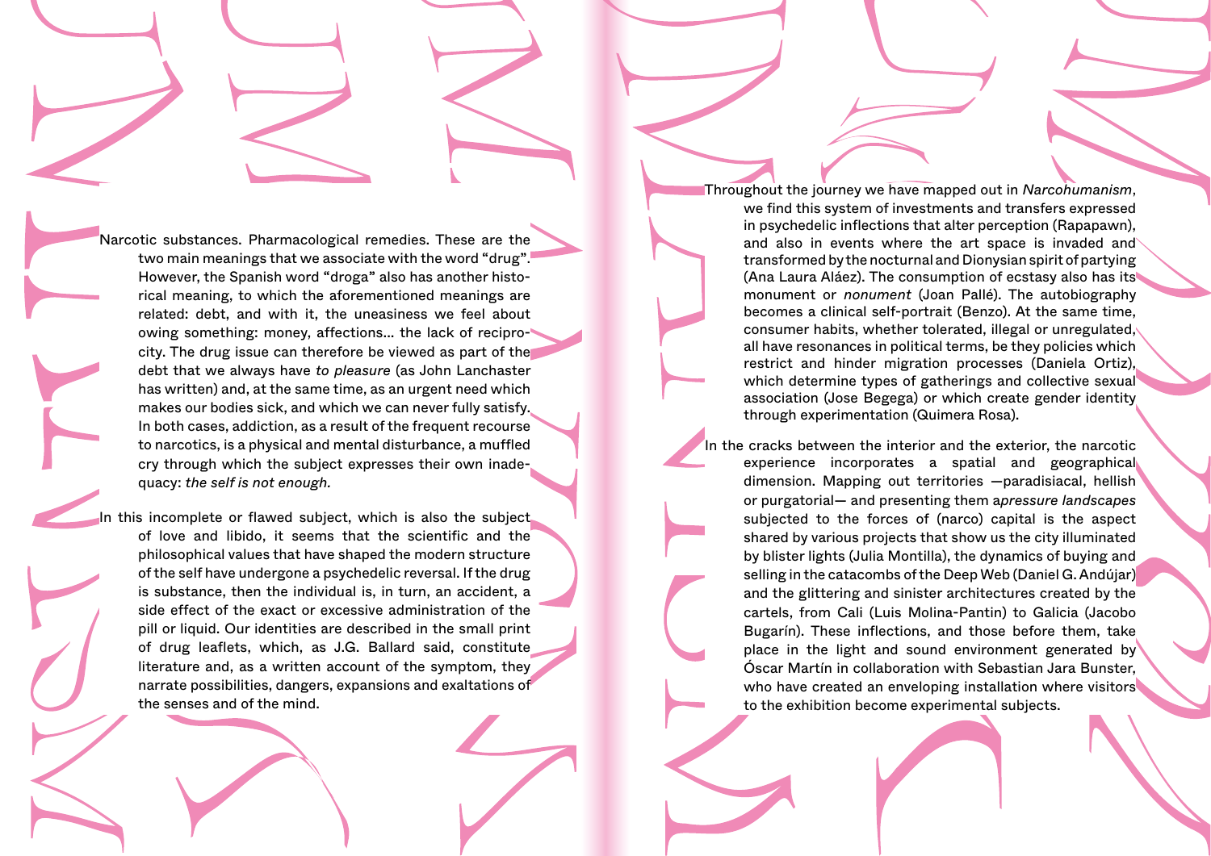Narcotic substances. Pharmacological remedies. These are the two main meanings that we associate with the word "drug". However, the Spanish word "droga" also has another historical meaning, to which the aforementioned meanings are related: debt, and with it, the uneasiness we feel about owing something: money, affections... the lack of reciprocity. The drug issue can therefore be viewed as part of the debt that we always have *to pleasure* (as John Lanchaster has written) and, at the same time, as an urgent need which makes our bodies sick, and which we can never fully satisfy. In both cases, addiction, as a result of the frequent recourse to narcotics, is a physical and mental disturbance, a muffled cry through which the subject expresses their own inadequacy: *the self is not enough.*

In this incomplete or flawed subject, which is also the subject of love and libido, it seems that the scientific and the philosophical values that have shaped the modern structure of the self have undergone a psychedelic reversal. If the drug is substance, then the individual is, in turn, an accident, a side effect of the exact or excessive administration of the pill or liquid. Our identities are described in the small print of drug leaflets, which, as J.G. Ballard said, constitute literature and, as a written account of the symptom, they narrate possibilities, dangers, expansions and exaltations of the senses and of the mind.

Throughout the journey we have mapped out in *Narcohumanism*, we find this system of investments and transfers expressed in psychedelic inflections that alter perception (Rapapawn), and also in events where the art space is invaded and transformed by the nocturnal and Dionysian spirit of partying (Ana Laura Aláez). The consumption of ecstasy also has its monument or *nonument* (Joan Pallé). The autobiography becomes a clinical self-portrait (Benzo). At the same time, consumer habits, whether tolerated, illegal or unregulated, all have resonances in political terms, be they policies which restrict and hinder migration processes (Daniela Ortiz), which determine types of gatherings and collective sexual association (Jose Begega) or which create gender identity through experimentation (Quimera Rosa).

In the cracks between the interior and the exterior, the narcotic experience incorporates a spatial and geographical dimension. Mapping out territories —paradisiacal, hellish or purgatorial— and presenting them a*pressure landscapes* subjected to the forces of (narco) capital is the aspect shared by various projects that show us the city illuminated by blister lights (Julia Montilla), the dynamics of buying and selling in the catacombs of the Deep Web (Daniel G. Andújar) and the glittering and sinister architectures created by the cartels, from Cali (Luis Molina-Pantin) to Galicia (Jacobo Bugarín). These inflections, and those before them, take place in the light and sound environment generated by Óscar Martín in collaboration with Sebastian Jara Bunster, who have created an enveloping installation where visitors to the exhibition become experimental subjects.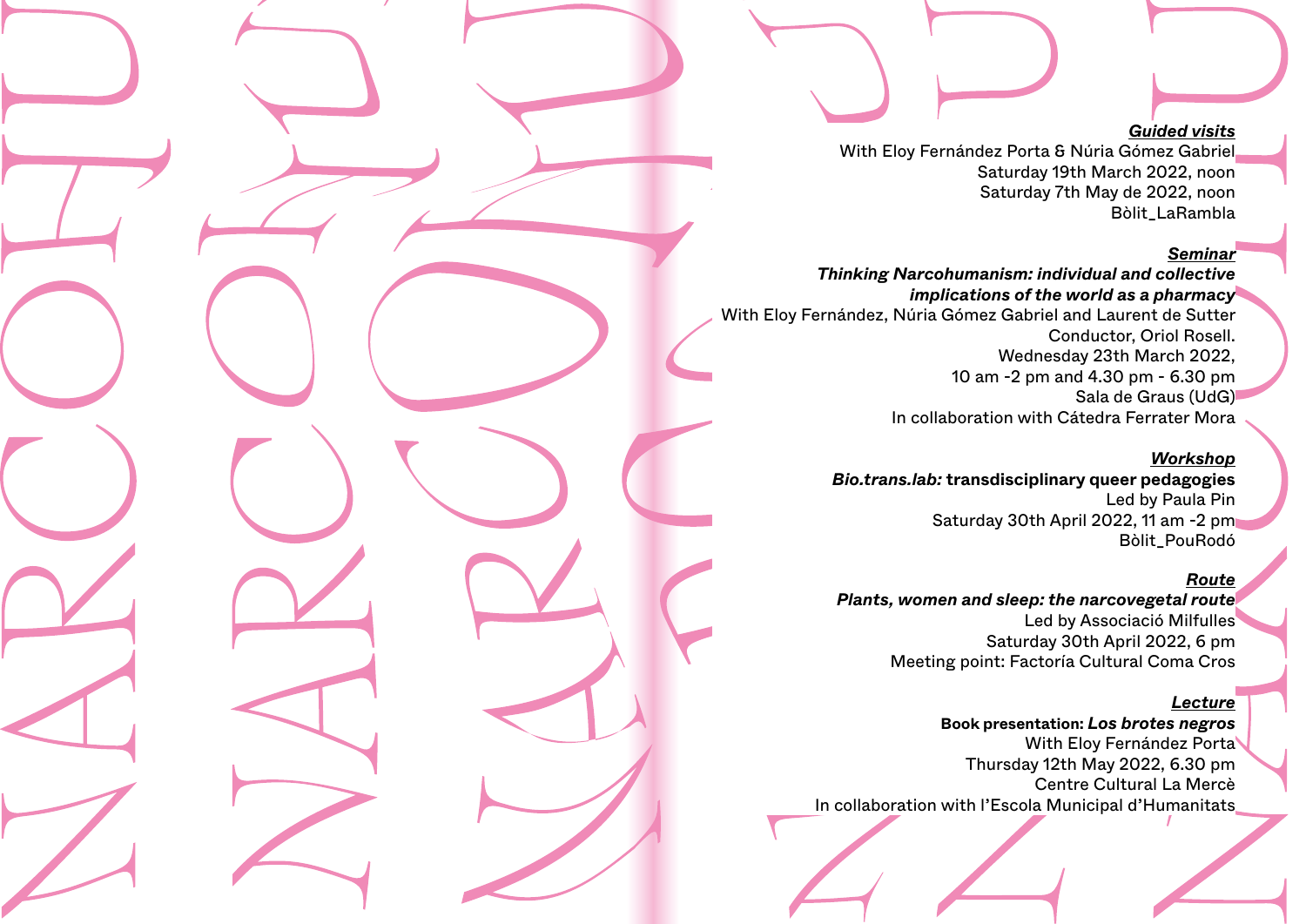***Guided visits***

With Eloy Fernández Porta & Núria Gómez Gabriel
Saturday 19th March 2022, noon
Saturday 7th May de 2022, noon
Bòlit_LaRambla

***Seminar***

***Thinking Narcohumanism: individual and collective implications of the world as a pharmacy***
With Eloy Fernández, Núria Gómez Gabriel and Laurent de Sutter
Conductor, Oriol Rosell.
Wednesday 23th March 2022,
10 am -2 pm and 4.30 pm - 6.30 pm
Sala de Graus (UdG)
In collaboration with Cátedra Ferrater Mora

***Workshop***

***Bio.trans.lab:* transdisciplinary queer pedagogies**
Led by Paula Pin
Saturday 30th April 2022, 11 am -2 pm
Bòlit_PouRodó

***Route***

***Plants, women and sleep: the narcovegetal route***
Led by Associació Milfulles
Saturday 30th April 2022, 6 pm
Meeting point: Factoría Cultural Coma Cros

***Lecture***

**Book presentation: *Los brotes negros***
With Eloy Fernández Porta
Thursday 12th May 2022, 6.30 pm
Centre Cultural La Mercè
In collaboration with l'Escola Municipal d'Humanitats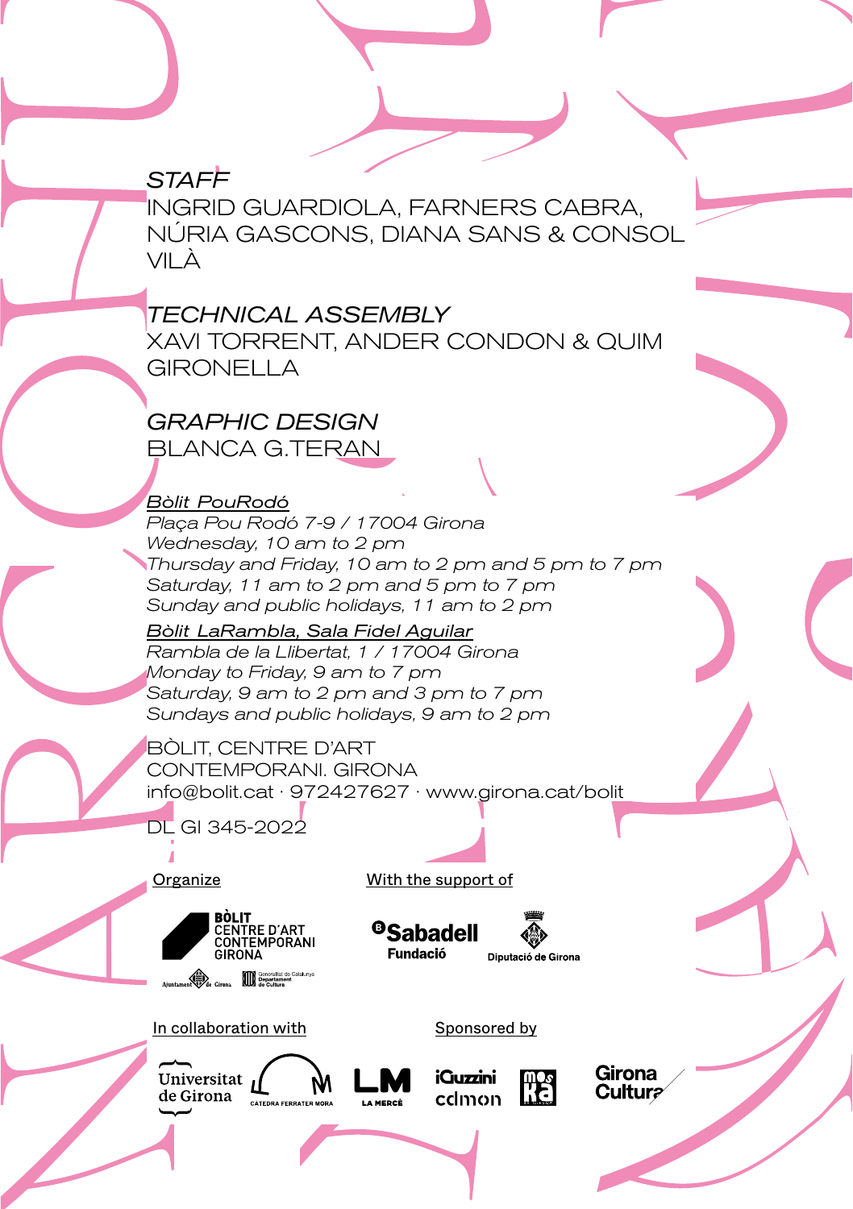*STAFF*
INGRID GUARDIOLA, FARNERS CABRA, NÚRIA GASCONS, DIANA SANS & CONSOL VILÀ

*TECHNICAL ASSEMBLY*
XAVI TORRENT, ANDER CONDON & QUIM GIRONELLA

*GRAPHIC DESIGN*
BLANCA G.TERAN

*Bòlit_PouRodó*
*Plaça Pou Rodó 7-9 / 17004 Girona*
*Wednesday, 10 am to 2 pm*
*Thursday and Friday, 10 am to 2 pm and 5 pm to 7 pm*
*Saturday, 11 am to 2 pm and 5 pm to 7 pm*
*Sunday and public holidays, 11 am to 2 pm*

*Bòlit_LaRambla, Sala Fidel Aguilar*
*Rambla de la Llibertat, 1 / 17004 Girona*
*Monday to Friday, 9 am to 7 pm*
*Saturday, 9 am to 2 pm and 3 pm to 7 pm*
*Sundays and public holidays, 9 am to 2 pm*

BÒLIT, CENTRE D'ART CONTEMPORANI. GIRONA
info@bolit.cat · 972427627 · www.girona.cat/bolit

DL GI 345-2022

Organize

BÒLIT CENTRE D'ART CONTEMPORANI GIRONA
Ajuntament de Girona · Generalitat de Catalunya Departament de Cultura

With the support of

Sabadell Fundació · Diputació de Girona

In collaboration with

Universitat de Girona · Càtedra Ferrater Mora · LM La Mercè

Sponsored by

iGuzzini · cdmon · Moska · Girona Cultura